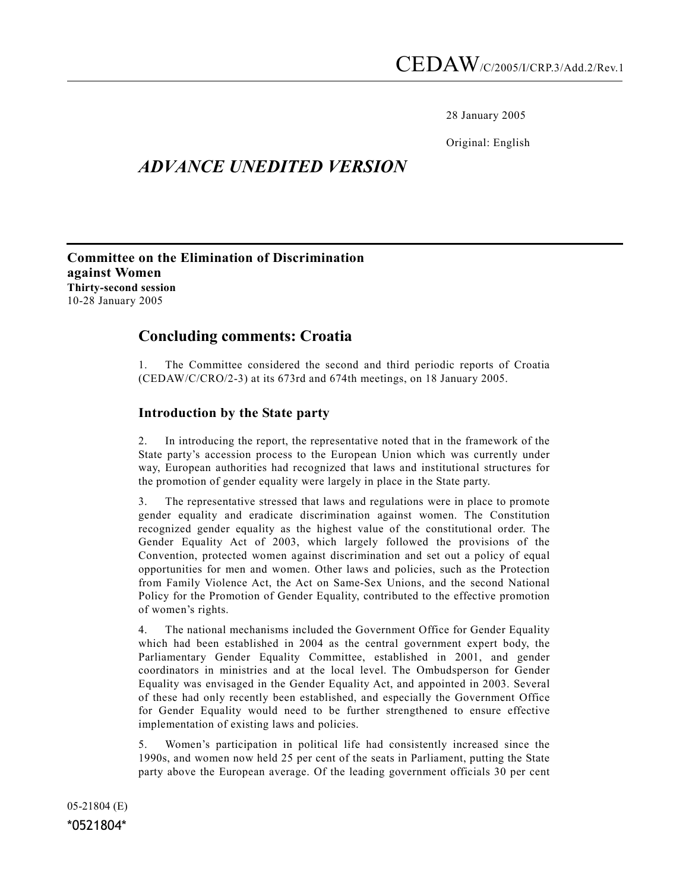CEDAW/C/2005/I/CRP.3/Add.2/Rev.1

28 January 2005

Original: English

*ADVANCE UNEDITED VERSION*

**Committee on the Elimination of Discrimination against Women**
**Thirty-second session**
10-28 January 2005

## Concluding comments: Croatia

1. The Committee considered the second and third periodic reports of Croatia (CEDAW/C/CRO/2-3) at its 673rd and 674th meetings, on 18 January 2005.

### Introduction by the State party

2. In introducing the report, the representative noted that in the framework of the State party's accession process to the European Union which was currently under way, European authorities had recognized that laws and institutional structures for the promotion of gender equality were largely in place in the State party.

3. The representative stressed that laws and regulations were in place to promote gender equality and eradicate discrimination against women. The Constitution recognized gender equality as the highest value of the constitutional order. The Gender Equality Act of 2003, which largely followed the provisions of the Convention, protected women against discrimination and set out a policy of equal opportunities for men and women. Other laws and policies, such as the Protection from Family Violence Act, the Act on Same-Sex Unions, and the second National Policy for the Promotion of Gender Equality, contributed to the effective promotion of women's rights.

4. The national mechanisms included the Government Office for Gender Equality which had been established in 2004 as the central government expert body, the Parliamentary Gender Equality Committee, established in 2001, and gender coordinators in ministries and at the local level. The Ombudsperson for Gender Equality was envisaged in the Gender Equality Act, and appointed in 2003. Several of these had only recently been established, and especially the Government Office for Gender Equality would need to be further strengthened to ensure effective implementation of existing laws and policies.

5. Women's participation in political life had consistently increased since the 1990s, and women now held 25 per cent of the seats in Parliament, putting the State party above the European average. Of the leading government officials 30 per cent

05-21804 (E)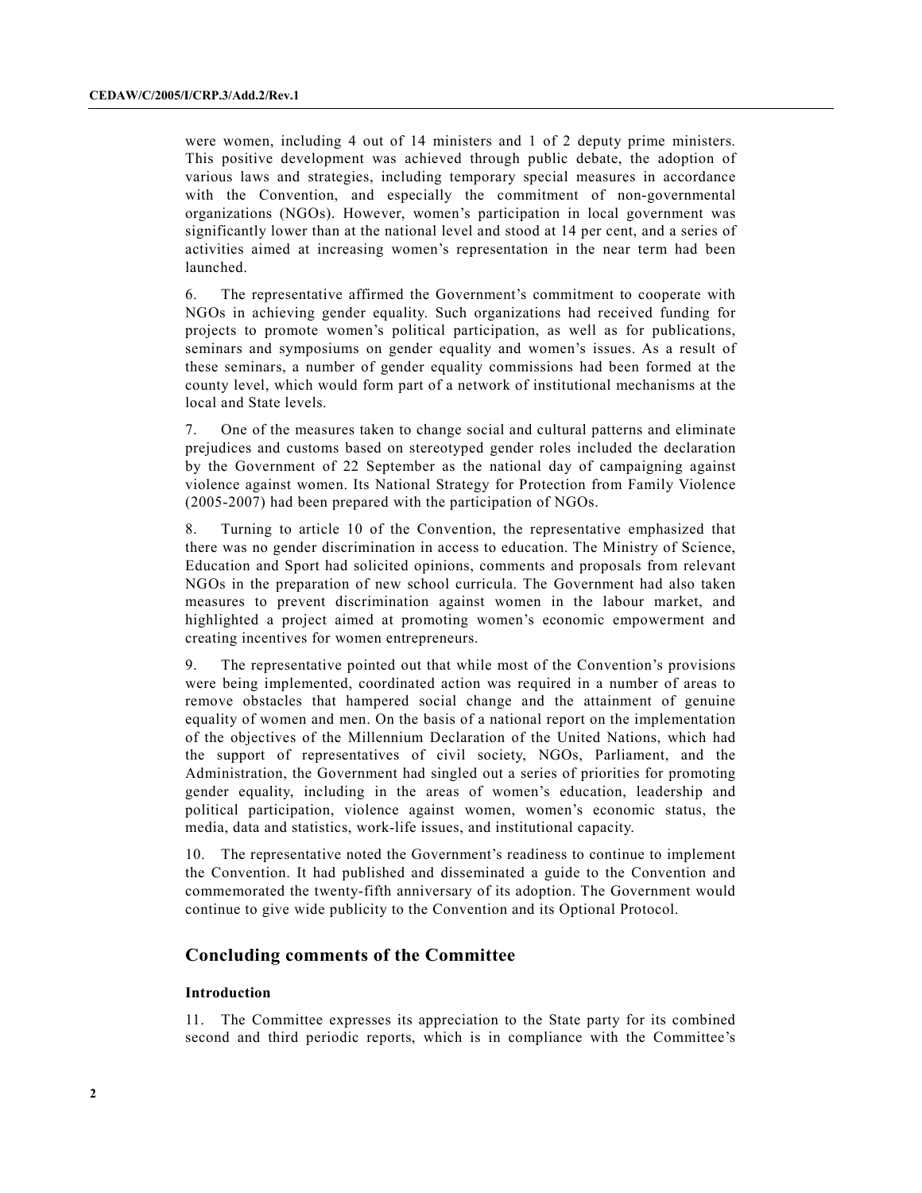were women, including 4 out of 14 ministers and 1 of 2 deputy prime ministers. This positive development was achieved through public debate, the adoption of various laws and strategies, including temporary special measures in accordance with the Convention, and especially the commitment of non-governmental organizations (NGOs). However, women's participation in local government was significantly lower than at the national level and stood at 14 per cent, and a series of activities aimed at increasing women's representation in the near term had been launched.

6. The representative affirmed the Government's commitment to cooperate with NGOs in achieving gender equality. Such organizations had received funding for projects to promote women's political participation, as well as for publications, seminars and symposiums on gender equality and women's issues. As a result of these seminars, a number of gender equality commissions had been formed at the county level, which would form part of a network of institutional mechanisms at the local and State levels.

7. One of the measures taken to change social and cultural patterns and eliminate prejudices and customs based on stereotyped gender roles included the declaration by the Government of 22 September as the national day of campaigning against violence against women. Its National Strategy for Protection from Family Violence (2005-2007) had been prepared with the participation of NGOs.

8. Turning to article 10 of the Convention, the representative emphasized that there was no gender discrimination in access to education. The Ministry of Science, Education and Sport had solicited opinions, comments and proposals from relevant NGOs in the preparation of new school curricula. The Government had also taken measures to prevent discrimination against women in the labour market, and highlighted a project aimed at promoting women's economic empowerment and creating incentives for women entrepreneurs.

9. The representative pointed out that while most of the Convention's provisions were being implemented, coordinated action was required in a number of areas to remove obstacles that hampered social change and the attainment of genuine equality of women and men. On the basis of a national report on the implementation of the objectives of the Millennium Declaration of the United Nations, which had the support of representatives of civil society, NGOs, Parliament, and the Administration, the Government had singled out a series of priorities for promoting gender equality, including in the areas of women's education, leadership and political participation, violence against women, women's economic status, the media, data and statistics, work-life issues, and institutional capacity.

10. The representative noted the Government's readiness to continue to implement the Convention. It had published and disseminated a guide to the Convention and commemorated the twenty-fifth anniversary of its adoption. The Government would continue to give wide publicity to the Convention and its Optional Protocol.

## Concluding comments of the Committee

### Introduction

11. The Committee expresses its appreciation to the State party for its combined second and third periodic reports, which is in compliance with the Committee's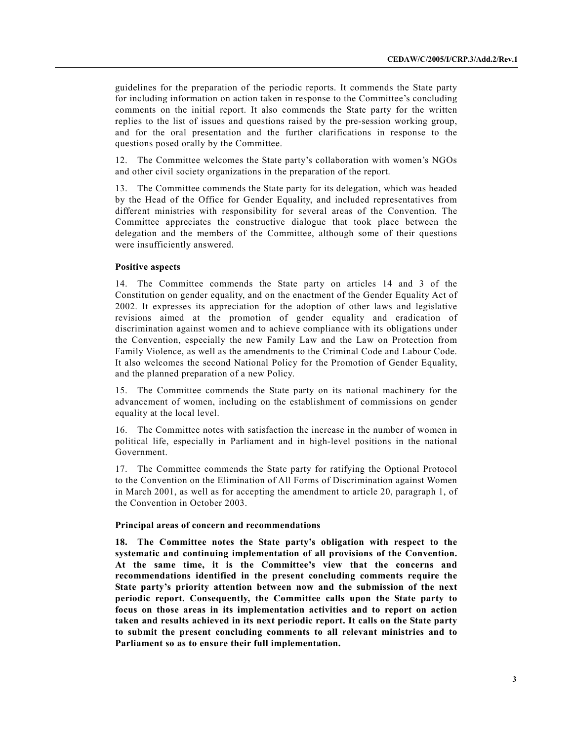guidelines for the preparation of the periodic reports. It commends the State party for including information on action taken in response to the Committee's concluding comments on the initial report. It also commends the State party for the written replies to the list of issues and questions raised by the pre-session working group, and for the oral presentation and the further clarifications in response to the questions posed orally by the Committee.

12. The Committee welcomes the State party's collaboration with women's NGOs and other civil society organizations in the preparation of the report.

13. The Committee commends the State party for its delegation, which was headed by the Head of the Office for Gender Equality, and included representatives from different ministries with responsibility for several areas of the Convention. The Committee appreciates the constructive dialogue that took place between the delegation and the members of the Committee, although some of their questions were insufficiently answered.

**Positive aspects**

14. The Committee commends the State party on articles 14 and 3 of the Constitution on gender equality, and on the enactment of the Gender Equality Act of 2002. It expresses its appreciation for the adoption of other laws and legislative revisions aimed at the promotion of gender equality and eradication of discrimination against women and to achieve compliance with its obligations under the Convention, especially the new Family Law and the Law on Protection from Family Violence, as well as the amendments to the Criminal Code and Labour Code. It also welcomes the second National Policy for the Promotion of Gender Equality, and the planned preparation of a new Policy.

15. The Committee commends the State party on its national machinery for the advancement of women, including on the establishment of commissions on gender equality at the local level.

16. The Committee notes with satisfaction the increase in the number of women in political life, especially in Parliament and in high-level positions in the national Government.

17. The Committee commends the State party for ratifying the Optional Protocol to the Convention on the Elimination of All Forms of Discrimination against Women in March 2001, as well as for accepting the amendment to article 20, paragraph 1, of the Convention in October 2003.

**Principal areas of concern and recommendations**

**18. The Committee notes the State party's obligation with respect to the systematic and continuing implementation of all provisions of the Convention. At the same time, it is the Committee's view that the concerns and recommendations identified in the present concluding comments require the State party's priority attention between now and the submission of the next periodic report. Consequently, the Committee calls upon the State party to focus on those areas in its implementation activities and to report on action taken and results achieved in its next periodic report. It calls on the State party to submit the present concluding comments to all relevant ministries and to Parliament so as to ensure their full implementation.**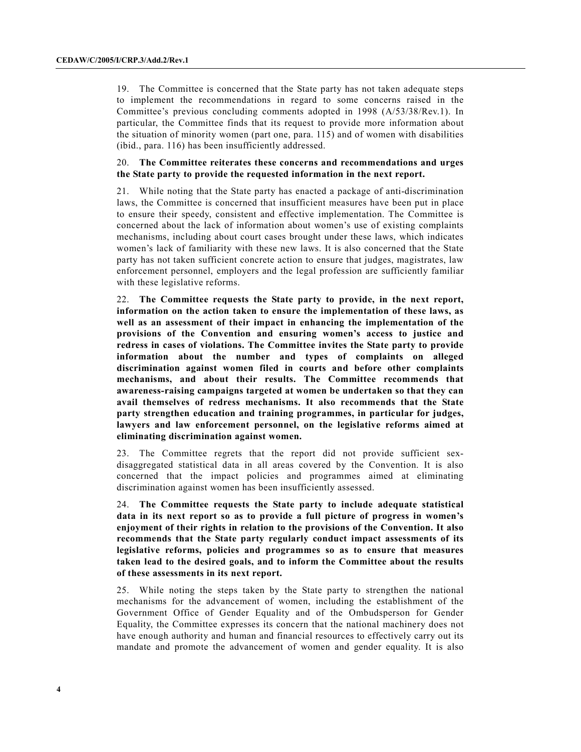19. The Committee is concerned that the State party has not taken adequate steps to implement the recommendations in regard to some concerns raised in the Committee's previous concluding comments adopted in 1998 (A/53/38/Rev.1). In particular, the Committee finds that its request to provide more information about the situation of minority women (part one, para. 115) and of women with disabilities (ibid., para. 116) has been insufficiently addressed.

20. **The Committee reiterates these concerns and recommendations and urges the State party to provide the requested information in the next report.**

21. While noting that the State party has enacted a package of anti-discrimination laws, the Committee is concerned that insufficient measures have been put in place to ensure their speedy, consistent and effective implementation. The Committee is concerned about the lack of information about women's use of existing complaints mechanisms, including about court cases brought under these laws, which indicates women's lack of familiarity with these new laws. It is also concerned that the State party has not taken sufficient concrete action to ensure that judges, magistrates, law enforcement personnel, employers and the legal profession are sufficiently familiar with these legislative reforms.

22. **The Committee requests the State party to provide, in the next report, information on the action taken to ensure the implementation of these laws, as well as an assessment of their impact in enhancing the implementation of the provisions of the Convention and ensuring women's access to justice and redress in cases of violations. The Committee invites the State party to provide information about the number and types of complaints on alleged discrimination against women filed in courts and before other complaints mechanisms, and about their results. The Committee recommends that awareness-raising campaigns targeted at women be undertaken so that they can avail themselves of redress mechanisms. It also recommends that the State party strengthen education and training programmes, in particular for judges, lawyers and law enforcement personnel, on the legislative reforms aimed at eliminating discrimination against women.**

23. The Committee regrets that the report did not provide sufficient sex-disaggregated statistical data in all areas covered by the Convention. It is also concerned that the impact policies and programmes aimed at eliminating discrimination against women has been insufficiently assessed.

24. **The Committee requests the State party to include adequate statistical data in its next report so as to provide a full picture of progress in women's enjoyment of their rights in relation to the provisions of the Convention. It also recommends that the State party regularly conduct impact assessments of its legislative reforms, policies and programmes so as to ensure that measures taken lead to the desired goals, and to inform the Committee about the results of these assessments in its next report.**

25. While noting the steps taken by the State party to strengthen the national mechanisms for the advancement of women, including the establishment of the Government Office of Gender Equality and of the Ombudsperson for Gender Equality, the Committee expresses its concern that the national machinery does not have enough authority and human and financial resources to effectively carry out its mandate and promote the advancement of women and gender equality. It is also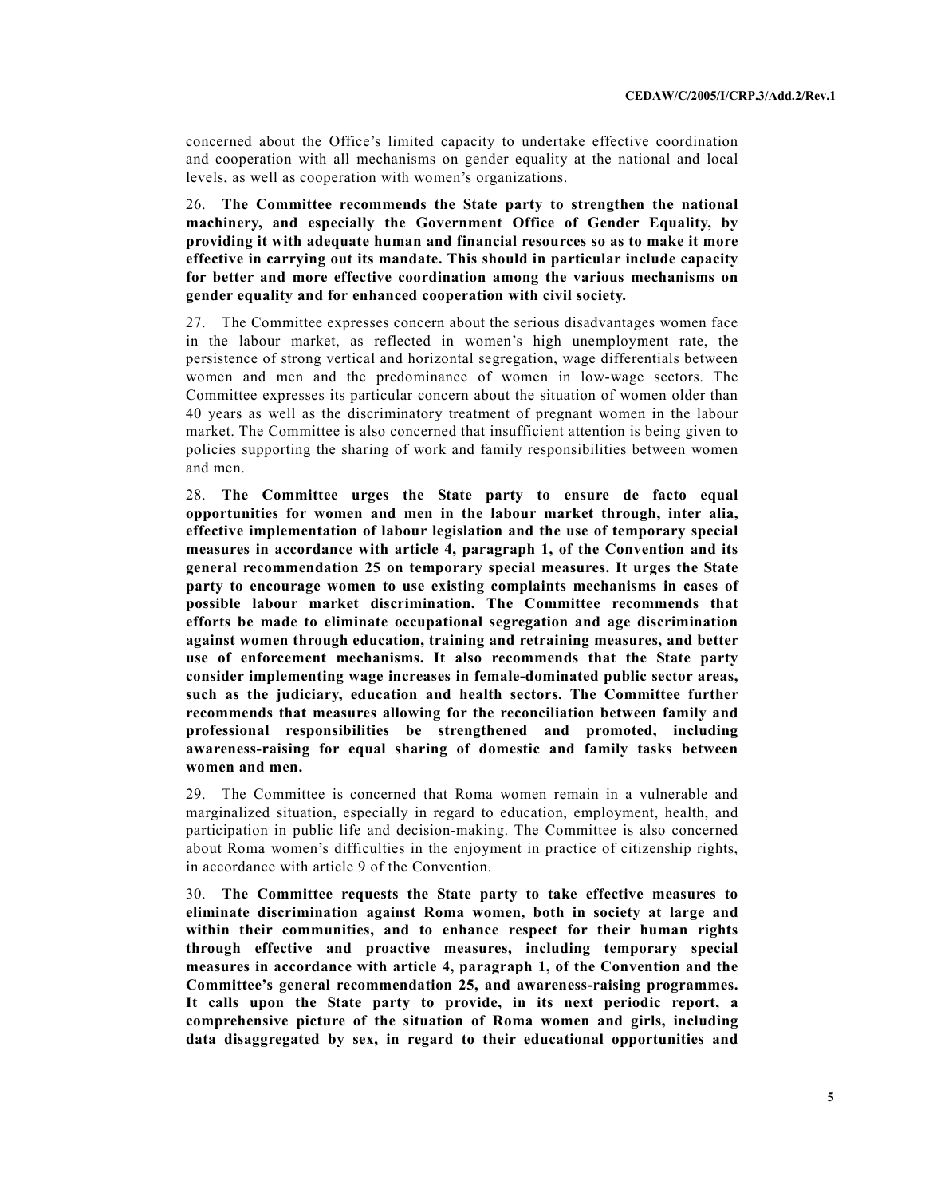concerned about the Office's limited capacity to undertake effective coordination and cooperation with all mechanisms on gender equality at the national and local levels, as well as cooperation with women's organizations.

26. **The Committee recommends the State party to strengthen the national machinery, and especially the Government Office of Gender Equality, by providing it with adequate human and financial resources so as to make it more effective in carrying out its mandate. This should in particular include capacity for better and more effective coordination among the various mechanisms on gender equality and for enhanced cooperation with civil society.**

27. The Committee expresses concern about the serious disadvantages women face in the labour market, as reflected in women's high unemployment rate, the persistence of strong vertical and horizontal segregation, wage differentials between women and men and the predominance of women in low-wage sectors. The Committee expresses its particular concern about the situation of women older than 40 years as well as the discriminatory treatment of pregnant women in the labour market. The Committee is also concerned that insufficient attention is being given to policies supporting the sharing of work and family responsibilities between women and men.

28. **The Committee urges the State party to ensure de facto equal opportunities for women and men in the labour market through, inter alia, effective implementation of labour legislation and the use of temporary special measures in accordance with article 4, paragraph 1, of the Convention and its general recommendation 25 on temporary special measures. It urges the State party to encourage women to use existing complaints mechanisms in cases of possible labour market discrimination. The Committee recommends that efforts be made to eliminate occupational segregation and age discrimination against women through education, training and retraining measures, and better use of enforcement mechanisms. It also recommends that the State party consider implementing wage increases in female-dominated public sector areas, such as the judiciary, education and health sectors. The Committee further recommends that measures allowing for the reconciliation between family and professional responsibilities be strengthened and promoted, including awareness-raising for equal sharing of domestic and family tasks between women and men.**

29. The Committee is concerned that Roma women remain in a vulnerable and marginalized situation, especially in regard to education, employment, health, and participation in public life and decision-making. The Committee is also concerned about Roma women's difficulties in the enjoyment in practice of citizenship rights, in accordance with article 9 of the Convention.

30. **The Committee requests the State party to take effective measures to eliminate discrimination against Roma women, both in society at large and within their communities, and to enhance respect for their human rights through effective and proactive measures, including temporary special measures in accordance with article 4, paragraph 1, of the Convention and the Committee's general recommendation 25, and awareness-raising programmes. It calls upon the State party to provide, in its next periodic report, a comprehensive picture of the situation of Roma women and girls, including data disaggregated by sex, in regard to their educational opportunities and**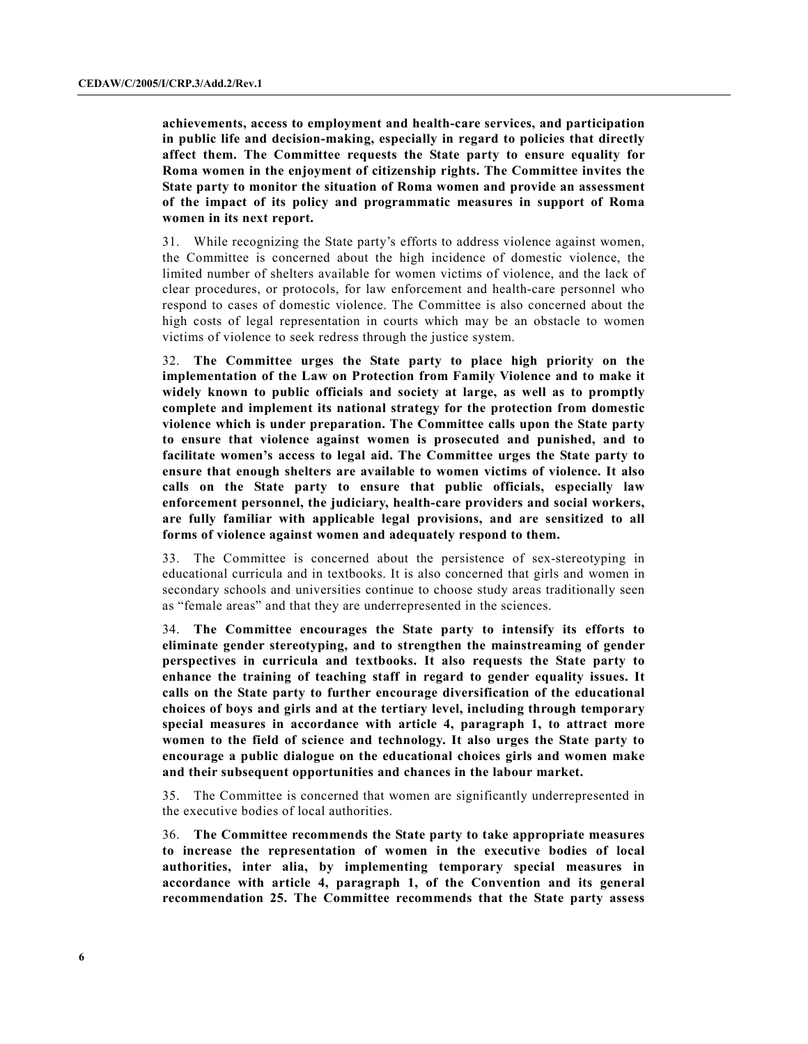**achievements, access to employment and health-care services, and participation in public life and decision-making, especially in regard to policies that directly affect them. The Committee requests the State party to ensure equality for Roma women in the enjoyment of citizenship rights. The Committee invites the State party to monitor the situation of Roma women and provide an assessment of the impact of its policy and programmatic measures in support of Roma women in its next report.**

31. While recognizing the State party's efforts to address violence against women, the Committee is concerned about the high incidence of domestic violence, the limited number of shelters available for women victims of violence, and the lack of clear procedures, or protocols, for law enforcement and health-care personnel who respond to cases of domestic violence. The Committee is also concerned about the high costs of legal representation in courts which may be an obstacle to women victims of violence to seek redress through the justice system.

32. **The Committee urges the State party to place high priority on the implementation of the Law on Protection from Family Violence and to make it widely known to public officials and society at large, as well as to promptly complete and implement its national strategy for the protection from domestic violence which is under preparation. The Committee calls upon the State party to ensure that violence against women is prosecuted and punished, and to facilitate women's access to legal aid. The Committee urges the State party to ensure that enough shelters are available to women victims of violence. It also calls on the State party to ensure that public officials, especially law enforcement personnel, the judiciary, health-care providers and social workers, are fully familiar with applicable legal provisions, and are sensitized to all forms of violence against women and adequately respond to them.**

33. The Committee is concerned about the persistence of sex-stereotyping in educational curricula and in textbooks. It is also concerned that girls and women in secondary schools and universities continue to choose study areas traditionally seen as "female areas" and that they are underrepresented in the sciences.

34. **The Committee encourages the State party to intensify its efforts to eliminate gender stereotyping, and to strengthen the mainstreaming of gender perspectives in curricula and textbooks. It also requests the State party to enhance the training of teaching staff in regard to gender equality issues. It calls on the State party to further encourage diversification of the educational choices of boys and girls and at the tertiary level, including through temporary special measures in accordance with article 4, paragraph 1, to attract more women to the field of science and technology. It also urges the State party to encourage a public dialogue on the educational choices girls and women make and their subsequent opportunities and chances in the labour market.**

35. The Committee is concerned that women are significantly underrepresented in the executive bodies of local authorities.

36. **The Committee recommends the State party to take appropriate measures to increase the representation of women in the executive bodies of local authorities, inter alia, by implementing temporary special measures in accordance with article 4, paragraph 1, of the Convention and its general recommendation 25. The Committee recommends that the State party assess**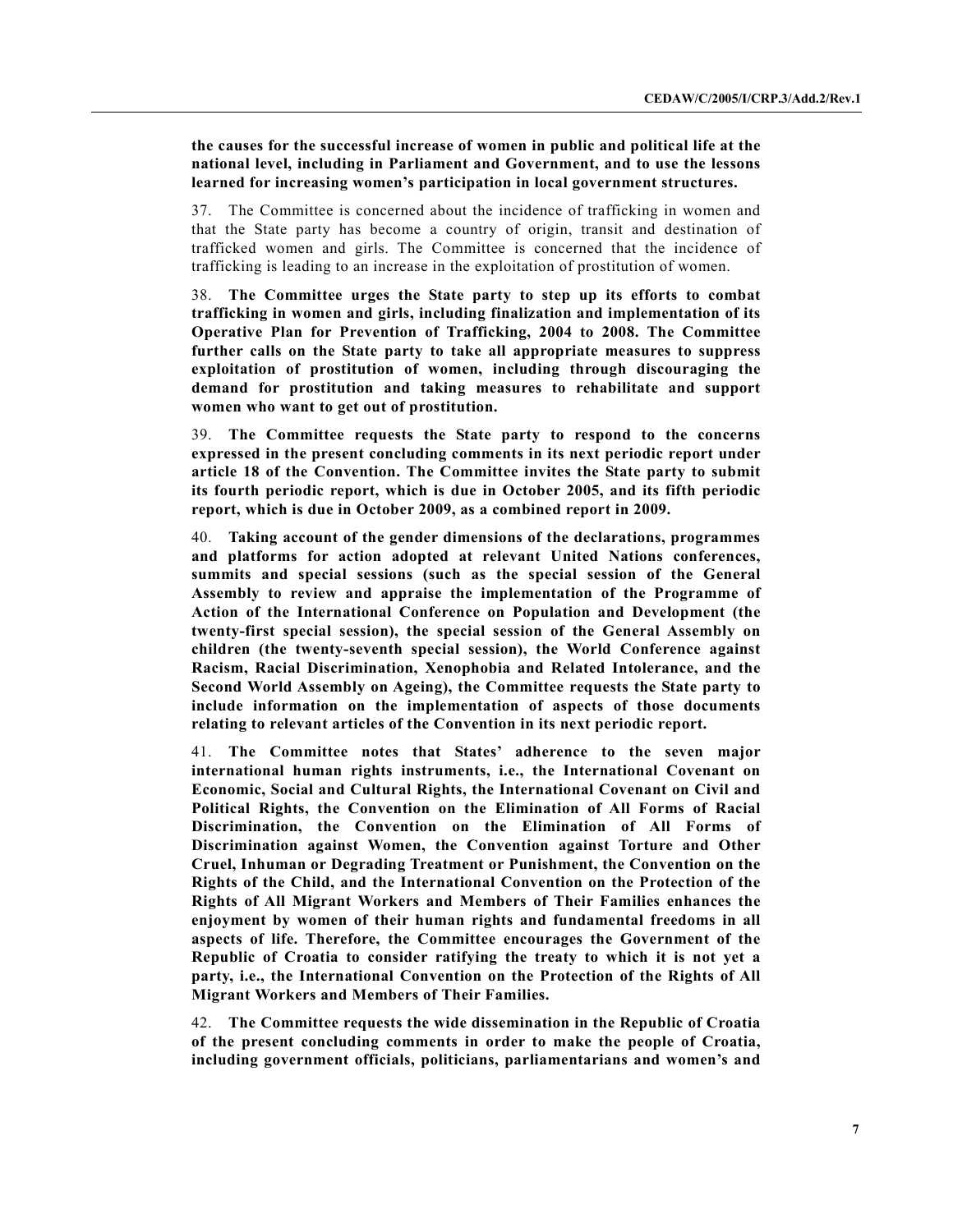**the causes for the successful increase of women in public and political life at the national level, including in Parliament and Government, and to use the lessons learned for increasing women's participation in local government structures.**

37. The Committee is concerned about the incidence of trafficking in women and that the State party has become a country of origin, transit and destination of trafficked women and girls. The Committee is concerned that the incidence of trafficking is leading to an increase in the exploitation of prostitution of women.

38. **The Committee urges the State party to step up its efforts to combat trafficking in women and girls, including finalization and implementation of its Operative Plan for Prevention of Trafficking, 2004 to 2008. The Committee further calls on the State party to take all appropriate measures to suppress exploitation of prostitution of women, including through discouraging the demand for prostitution and taking measures to rehabilitate and support women who want to get out of prostitution.**

39. **The Committee requests the State party to respond to the concerns expressed in the present concluding comments in its next periodic report under article 18 of the Convention. The Committee invites the State party to submit its fourth periodic report, which is due in October 2005, and its fifth periodic report, which is due in October 2009, as a combined report in 2009.**

40. **Taking account of the gender dimensions of the declarations, programmes and platforms for action adopted at relevant United Nations conferences, summits and special sessions (such as the special session of the General Assembly to review and appraise the implementation of the Programme of Action of the International Conference on Population and Development (the twenty-first special session), the special session of the General Assembly on children (the twenty-seventh special session), the World Conference against Racism, Racial Discrimination, Xenophobia and Related Intolerance, and the Second World Assembly on Ageing), the Committee requests the State party to include information on the implementation of aspects of those documents relating to relevant articles of the Convention in its next periodic report.**

41. **The Committee notes that States' adherence to the seven major international human rights instruments, i.e., the International Covenant on Economic, Social and Cultural Rights, the International Covenant on Civil and Political Rights, the Convention on the Elimination of All Forms of Racial Discrimination, the Convention on the Elimination of All Forms of Discrimination against Women, the Convention against Torture and Other Cruel, Inhuman or Degrading Treatment or Punishment, the Convention on the Rights of the Child, and the International Convention on the Protection of the Rights of All Migrant Workers and Members of Their Families enhances the enjoyment by women of their human rights and fundamental freedoms in all aspects of life. Therefore, the Committee encourages the Government of the Republic of Croatia to consider ratifying the treaty to which it is not yet a party, i.e., the International Convention on the Protection of the Rights of All Migrant Workers and Members of Their Families.**

42. **The Committee requests the wide dissemination in the Republic of Croatia of the present concluding comments in order to make the people of Croatia, including government officials, politicians, parliamentarians and women's and**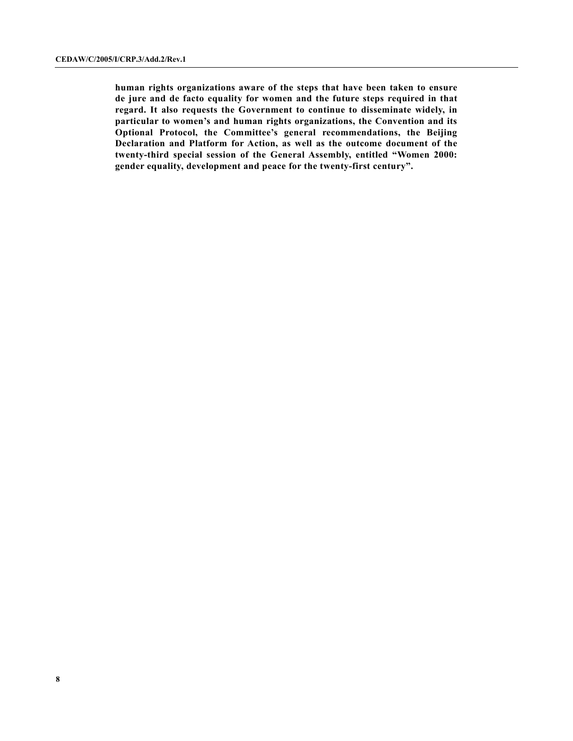**human rights organizations aware of the steps that have been taken to ensure de jure and de facto equality for women and the future steps required in that regard. It also requests the Government to continue to disseminate widely, in particular to women's and human rights organizations, the Convention and its Optional Protocol, the Committee's general recommendations, the Beijing Declaration and Platform for Action, as well as the outcome document of the twenty-third special session of the General Assembly, entitled "Women 2000: gender equality, development and peace for the twenty-first century".**